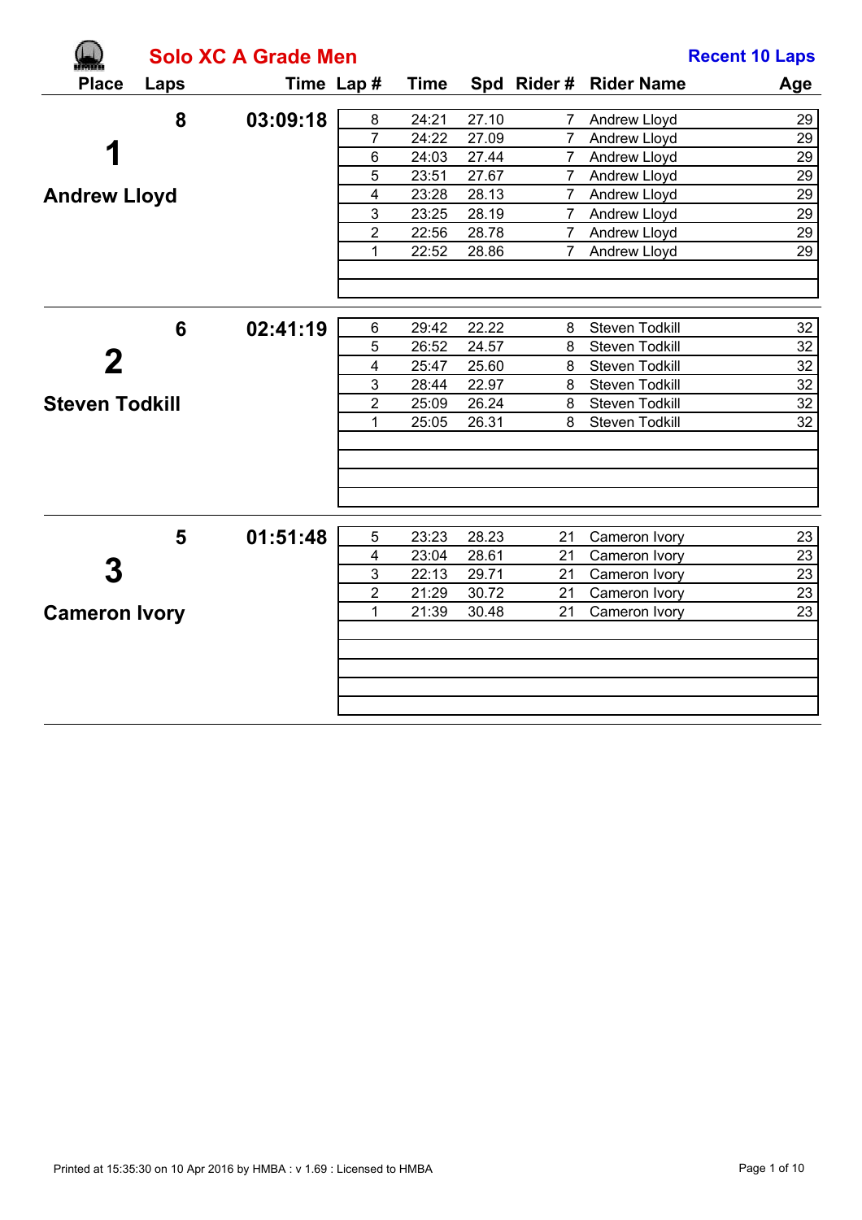# Solo XC A Grade Men

**Recent 10 Laps**

| Place | Laps | Time | Lap # | Time | Spd | Rider # | Rider Name | Age |
|---|---|---|---|---|---|---|---|---|
| **1** | **8** | **03:09:18** | 8 | 24:21 | 27.10 | 7 | Andrew Lloyd | 29 |
| **Andrew Lloyd** | | | 7 | 24:22 | 27.09 | 7 | Andrew Lloyd | 29 |
| | | | 6 | 24:03 | 27.44 | 7 | Andrew Lloyd | 29 |
| | | | 5 | 23:51 | 27.67 | 7 | Andrew Lloyd | 29 |
| | | | 4 | 23:28 | 28.13 | 7 | Andrew Lloyd | 29 |
| | | | 3 | 23:25 | 28.19 | 7 | Andrew Lloyd | 29 |
| | | | 2 | 22:56 | 28.78 | 7 | Andrew Lloyd | 29 |
| | | | 1 | 22:52 | 28.86 | 7 | Andrew Lloyd | 29 |
| **2** | **6** | **02:41:19** | 6 | 29:42 | 22.22 | 8 | Steven Todkill | 32 |
| **Steven Todkill** | | | 5 | 26:52 | 24.57 | 8 | Steven Todkill | 32 |
| | | | 4 | 25:47 | 25.60 | 8 | Steven Todkill | 32 |
| | | | 3 | 28:44 | 22.97 | 8 | Steven Todkill | 32 |
| | | | 2 | 25:09 | 26.24 | 8 | Steven Todkill | 32 |
| | | | 1 | 25:05 | 26.31 | 8 | Steven Todkill | 32 |
| **3** | **5** | **01:51:48** | 5 | 23:23 | 28.23 | 21 | Cameron Ivory | 23 |
| **Cameron Ivory** | | | 4 | 23:04 | 28.61 | 21 | Cameron Ivory | 23 |
| | | | 3 | 22:13 | 29.71 | 21 | Cameron Ivory | 23 |
| | | | 2 | 21:29 | 30.72 | 21 | Cameron Ivory | 23 |
| | | | 1 | 21:39 | 30.48 | 21 | Cameron Ivory | 23 |

Printed at 15:35:30 on 10 Apr 2016 by HMBA : v 1.69 : Licensed to HMBA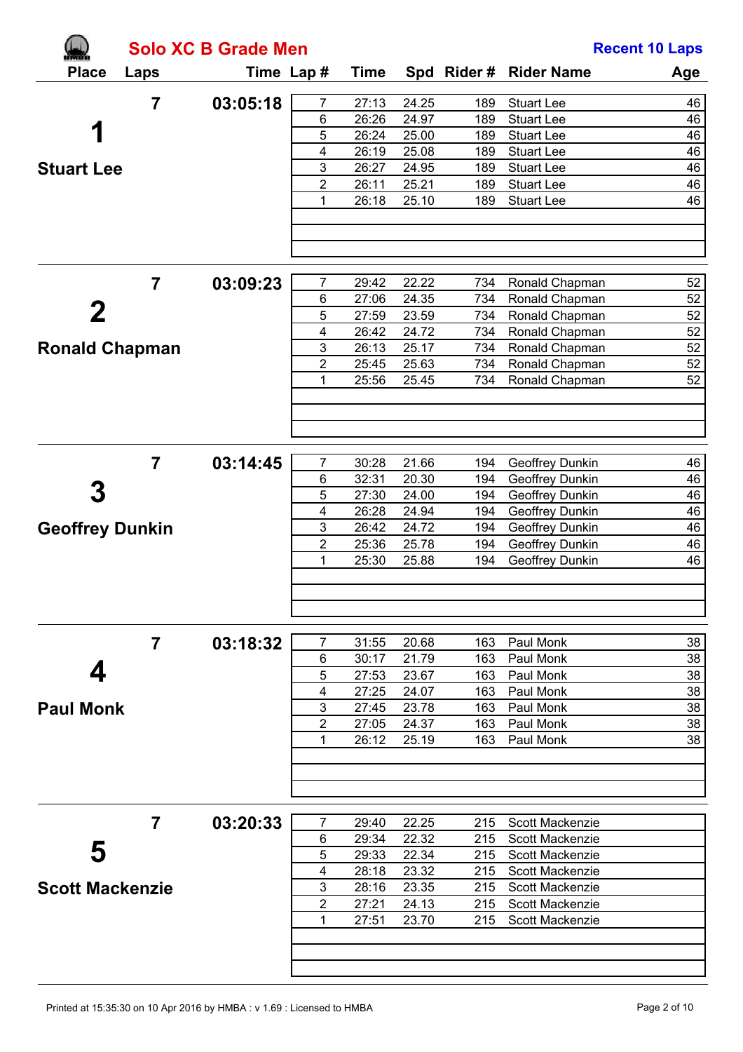## Solo XC B Grade Men

**Recent 10 Laps**

| Place | Laps | Time | Lap # | Time | Spd | Rider # | Rider Name | Age |
|---|---|---|---|---|---|---|---|---|
| 1 Stuart Lee | 7 | 03:05:18 | 7 | 27:13 | 24.25 | 189 | Stuart Lee | 46 |
| | | | 6 | 26:26 | 24.97 | 189 | Stuart Lee | 46 |
| | | | 5 | 26:24 | 25.00 | 189 | Stuart Lee | 46 |
| | | | 4 | 26:19 | 25.08 | 189 | Stuart Lee | 46 |
| | | | 3 | 26:27 | 24.95 | 189 | Stuart Lee | 46 |
| | | | 2 | 26:11 | 25.21 | 189 | Stuart Lee | 46 |
| | | | 1 | 26:18 | 25.10 | 189 | Stuart Lee | 46 |
| 2 Ronald Chapman | 7 | 03:09:23 | 7 | 29:42 | 22.22 | 734 | Ronald Chapman | 52 |
| | | | 6 | 27:06 | 24.35 | 734 | Ronald Chapman | 52 |
| | | | 5 | 27:59 | 23.59 | 734 | Ronald Chapman | 52 |
| | | | 4 | 26:42 | 24.72 | 734 | Ronald Chapman | 52 |
| | | | 3 | 26:13 | 25.17 | 734 | Ronald Chapman | 52 |
| | | | 2 | 25:45 | 25.63 | 734 | Ronald Chapman | 52 |
| | | | 1 | 25:56 | 25.45 | 734 | Ronald Chapman | 52 |
| 3 Geoffrey Dunkin | 7 | 03:14:45 | 7 | 30:28 | 21.66 | 194 | Geoffrey Dunkin | 46 |
| | | | 6 | 32:31 | 20.30 | 194 | Geoffrey Dunkin | 46 |
| | | | 5 | 27:30 | 24.00 | 194 | Geoffrey Dunkin | 46 |
| | | | 4 | 26:28 | 24.94 | 194 | Geoffrey Dunkin | 46 |
| | | | 3 | 26:42 | 24.72 | 194 | Geoffrey Dunkin | 46 |
| | | | 2 | 25:36 | 25.78 | 194 | Geoffrey Dunkin | 46 |
| | | | 1 | 25:30 | 25.88 | 194 | Geoffrey Dunkin | 46 |
| 4 Paul Monk | 7 | 03:18:32 | 7 | 31:55 | 20.68 | 163 | Paul Monk | 38 |
| | | | 6 | 30:17 | 21.79 | 163 | Paul Monk | 38 |
| | | | 5 | 27:53 | 23.67 | 163 | Paul Monk | 38 |
| | | | 4 | 27:25 | 24.07 | 163 | Paul Monk | 38 |
| | | | 3 | 27:45 | 23.78 | 163 | Paul Monk | 38 |
| | | | 2 | 27:05 | 24.37 | 163 | Paul Monk | 38 |
| | | | 1 | 26:12 | 25.19 | 163 | Paul Monk | 38 |
| 5 Scott Mackenzie | 7 | 03:20:33 | 7 | 29:40 | 22.25 | 215 | Scott Mackenzie | |
| | | | 6 | 29:34 | 22.32 | 215 | Scott Mackenzie | |
| | | | 5 | 29:33 | 22.34 | 215 | Scott Mackenzie | |
| | | | 4 | 28:18 | 23.32 | 215 | Scott Mackenzie | |
| | | | 3 | 28:16 | 23.35 | 215 | Scott Mackenzie | |
| | | | 2 | 27:21 | 24.13 | 215 | Scott Mackenzie | |
| | | | 1 | 27:51 | 23.70 | 215 | Scott Mackenzie | |

Printed at 15:35:30 on 10 Apr 2016 by HMBA : v 1.69 : Licensed to HMBA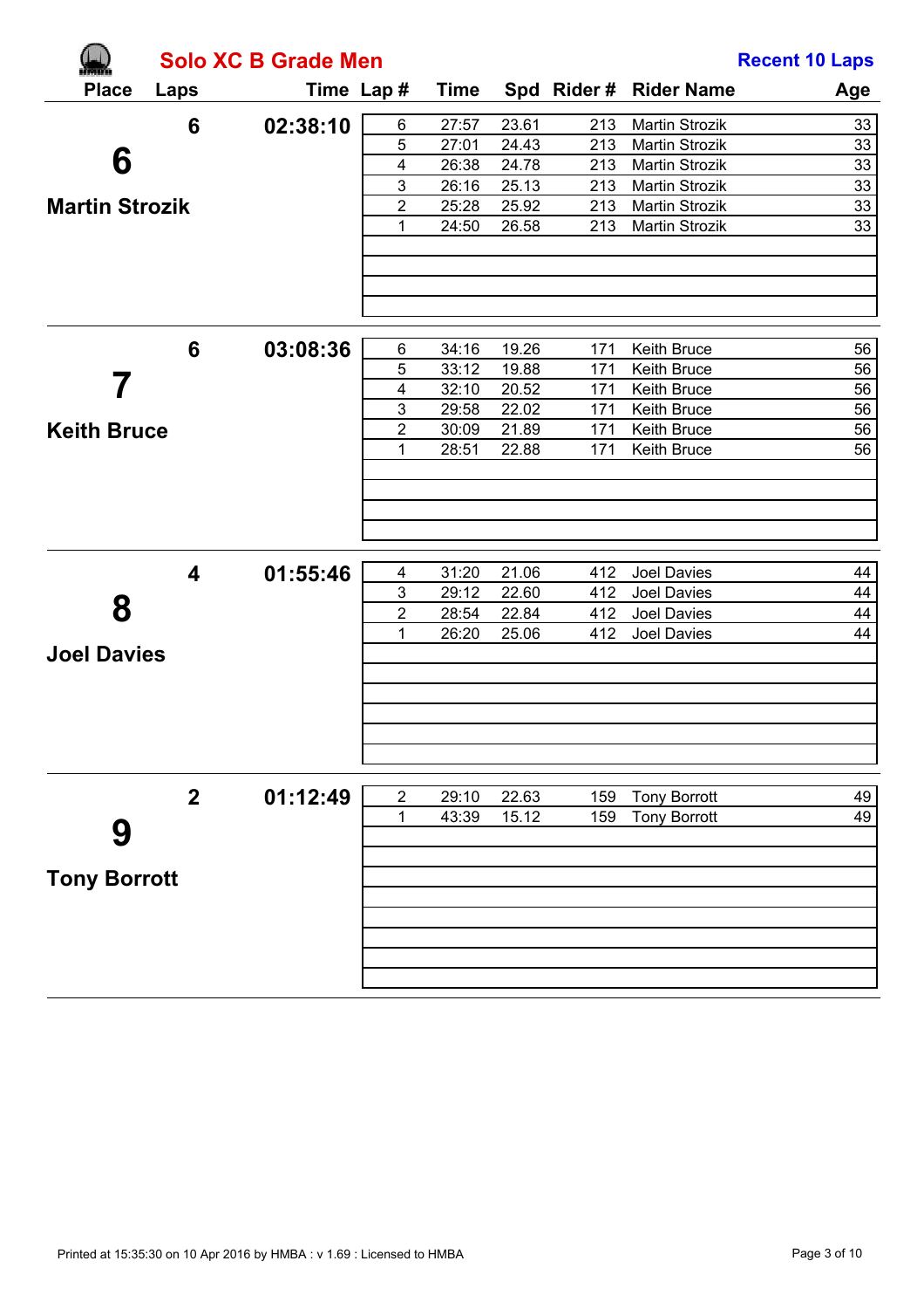## Solo XC B Grade Men

**Recent 10 Laps**

| Place | Laps | Time | Lap # | Time | Spd | Rider # | Rider Name | Age |
|---|---|---|---|---|---|---|---|---|
| 6 | 6 | 02:38:10 | 6 | 27:57 | 23.61 | 213 | Martin Strozik | 33 |
| Martin Strozik | | | 5 | 27:01 | 24.43 | 213 | Martin Strozik | 33 |
| | | | 4 | 26:38 | 24.78 | 213 | Martin Strozik | 33 |
| | | | 3 | 26:16 | 25.13 | 213 | Martin Strozik | 33 |
| | | | 2 | 25:28 | 25.92 | 213 | Martin Strozik | 33 |
| | | | 1 | 24:50 | 26.58 | 213 | Martin Strozik | 33 |
| 7 | 6 | 03:08:36 | 6 | 34:16 | 19.26 | 171 | Keith Bruce | 56 |
| Keith Bruce | | | 5 | 33:12 | 19.88 | 171 | Keith Bruce | 56 |
| | | | 4 | 32:10 | 20.52 | 171 | Keith Bruce | 56 |
| | | | 3 | 29:58 | 22.02 | 171 | Keith Bruce | 56 |
| | | | 2 | 30:09 | 21.89 | 171 | Keith Bruce | 56 |
| | | | 1 | 28:51 | 22.88 | 171 | Keith Bruce | 56 |
| 8 | 4 | 01:55:46 | 4 | 31:20 | 21.06 | 412 | Joel Davies | 44 |
| Joel Davies | | | 3 | 29:12 | 22.60 | 412 | Joel Davies | 44 |
| | | | 2 | 28:54 | 22.84 | 412 | Joel Davies | 44 |
| | | | 1 | 26:20 | 25.06 | 412 | Joel Davies | 44 |
| 9 | 2 | 01:12:49 | 2 | 29:10 | 22.63 | 159 | Tony Borrott | 49 |
| Tony Borrott | | | 1 | 43:39 | 15.12 | 159 | Tony Borrott | 49 |

Printed at 15:35:30 on 10 Apr 2016 by HMBA : v 1.69 : Licensed to HMBA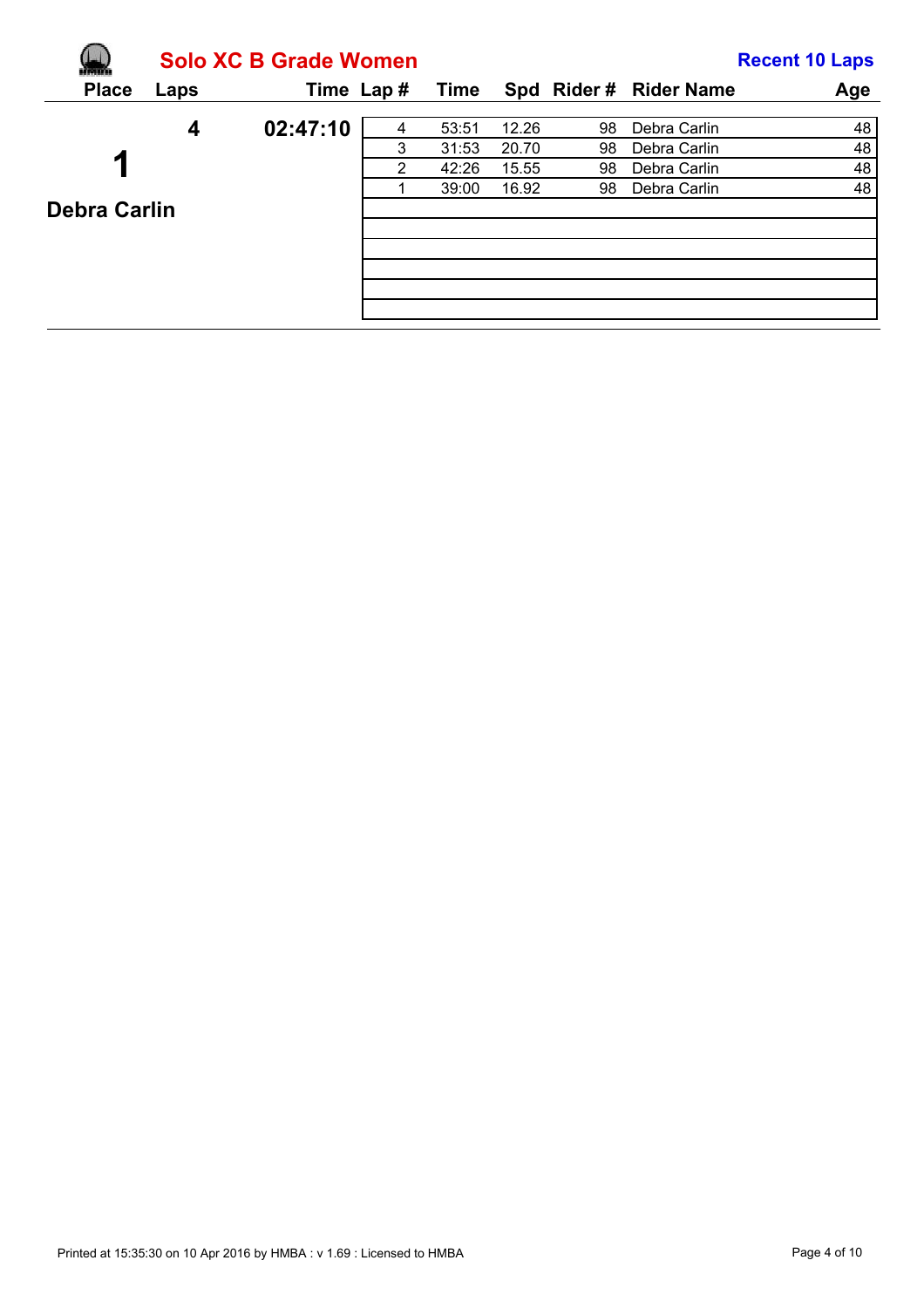## Solo XC B Grade Women

**Recent 10 Laps**

| Place | Laps | Time | Lap # | Time | Spd | Rider # | Rider Name | Age |
|---|---|---|---|---|---|---|---|---|
| **1** | **4** | **02:47:10** | 4 | 53:51 | 12.26 | 98 | Debra Carlin | 48 |
| **Debra Carlin** | | | 3 | 31:53 | 20.70 | 98 | Debra Carlin | 48 |
| | | | 2 | 42:26 | 15.55 | 98 | Debra Carlin | 48 |
| | | | 1 | 39:00 | 16.92 | 98 | Debra Carlin | 48 |

Printed at 15:35:30 on 10 Apr 2016 by HMBA : v 1.69 : Licensed to HMBA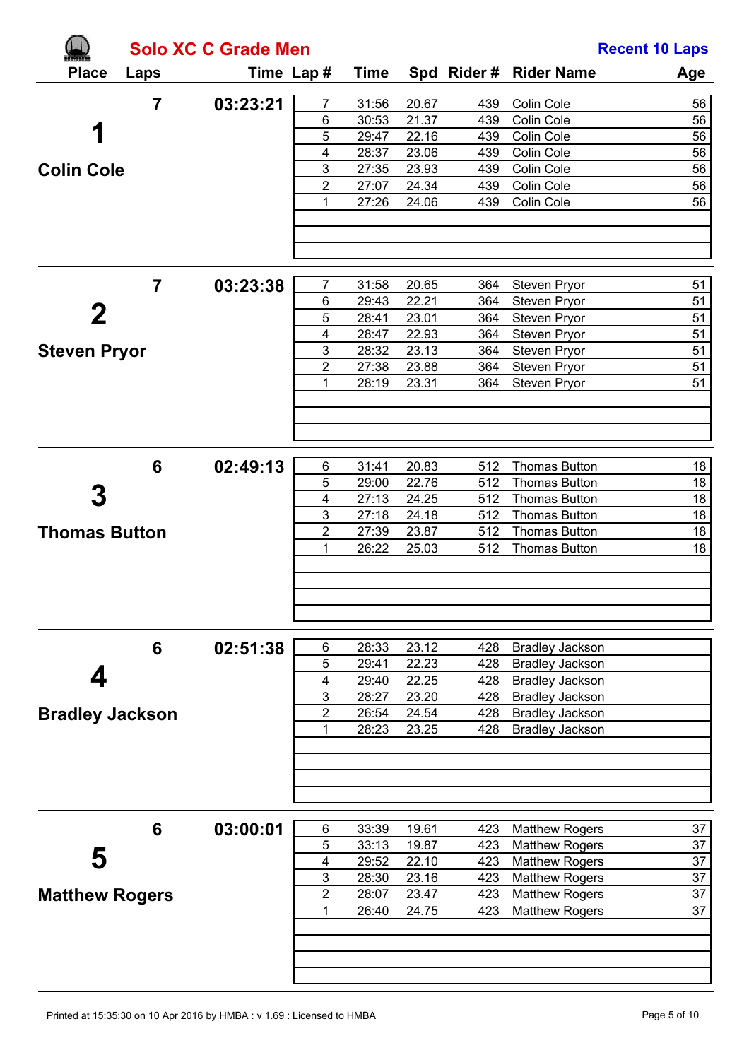# Solo XC C Grade Men

**Recent 10 Laps**

| Place | Laps | Time | Lap # | Time | Spd | Rider # | Rider Name | Age |
|---|---|---|---|---|---|---|---|---|
| **1** **Colin Cole** | 7 | 03:23:21 | 7 | 31:56 | 20.67 | 439 | Colin Cole | 56 |
| | | | 6 | 30:53 | 21.37 | 439 | Colin Cole | 56 |
| | | | 5 | 29:47 | 22.16 | 439 | Colin Cole | 56 |
| | | | 4 | 28:37 | 23.06 | 439 | Colin Cole | 56 |
| | | | 3 | 27:35 | 23.93 | 439 | Colin Cole | 56 |
| | | | 2 | 27:07 | 24.34 | 439 | Colin Cole | 56 |
| | | | 1 | 27:26 | 24.06 | 439 | Colin Cole | 56 |
| **2** **Steven Pryor** | 7 | 03:23:38 | 7 | 31:58 | 20.65 | 364 | Steven Pryor | 51 |
| | | | 6 | 29:43 | 22.21 | 364 | Steven Pryor | 51 |
| | | | 5 | 28:41 | 23.01 | 364 | Steven Pryor | 51 |
| | | | 4 | 28:47 | 22.93 | 364 | Steven Pryor | 51 |
| | | | 3 | 28:32 | 23.13 | 364 | Steven Pryor | 51 |
| | | | 2 | 27:38 | 23.88 | 364 | Steven Pryor | 51 |
| | | | 1 | 28:19 | 23.31 | 364 | Steven Pryor | 51 |
| **3** **Thomas Button** | 6 | 02:49:13 | 6 | 31:41 | 20.83 | 512 | Thomas Button | 18 |
| | | | 5 | 29:00 | 22.76 | 512 | Thomas Button | 18 |
| | | | 4 | 27:13 | 24.25 | 512 | Thomas Button | 18 |
| | | | 3 | 27:18 | 24.18 | 512 | Thomas Button | 18 |
| | | | 2 | 27:39 | 23.87 | 512 | Thomas Button | 18 |
| | | | 1 | 26:22 | 25.03 | 512 | Thomas Button | 18 |
| **4** **Bradley Jackson** | 6 | 02:51:38 | 6 | 28:33 | 23.12 | 428 | Bradley Jackson | |
| | | | 5 | 29:41 | 22.23 | 428 | Bradley Jackson | |
| | | | 4 | 29:40 | 22.25 | 428 | Bradley Jackson | |
| | | | 3 | 28:27 | 23.20 | 428 | Bradley Jackson | |
| | | | 2 | 26:54 | 24.54 | 428 | Bradley Jackson | |
| | | | 1 | 28:23 | 23.25 | 428 | Bradley Jackson | |
| **5** **Matthew Rogers** | 6 | 03:00:01 | 6 | 33:39 | 19.61 | 423 | Matthew Rogers | 37 |
| | | | 5 | 33:13 | 19.87 | 423 | Matthew Rogers | 37 |
| | | | 4 | 29:52 | 22.10 | 423 | Matthew Rogers | 37 |
| | | | 3 | 28:30 | 23.16 | 423 | Matthew Rogers | 37 |
| | | | 2 | 28:07 | 23.47 | 423 | Matthew Rogers | 37 |
| | | | 1 | 26:40 | 24.75 | 423 | Matthew Rogers | 37 |

Printed at 15:35:30 on 10 Apr 2016 by HMBA : v 1.69 : Licensed to HMBA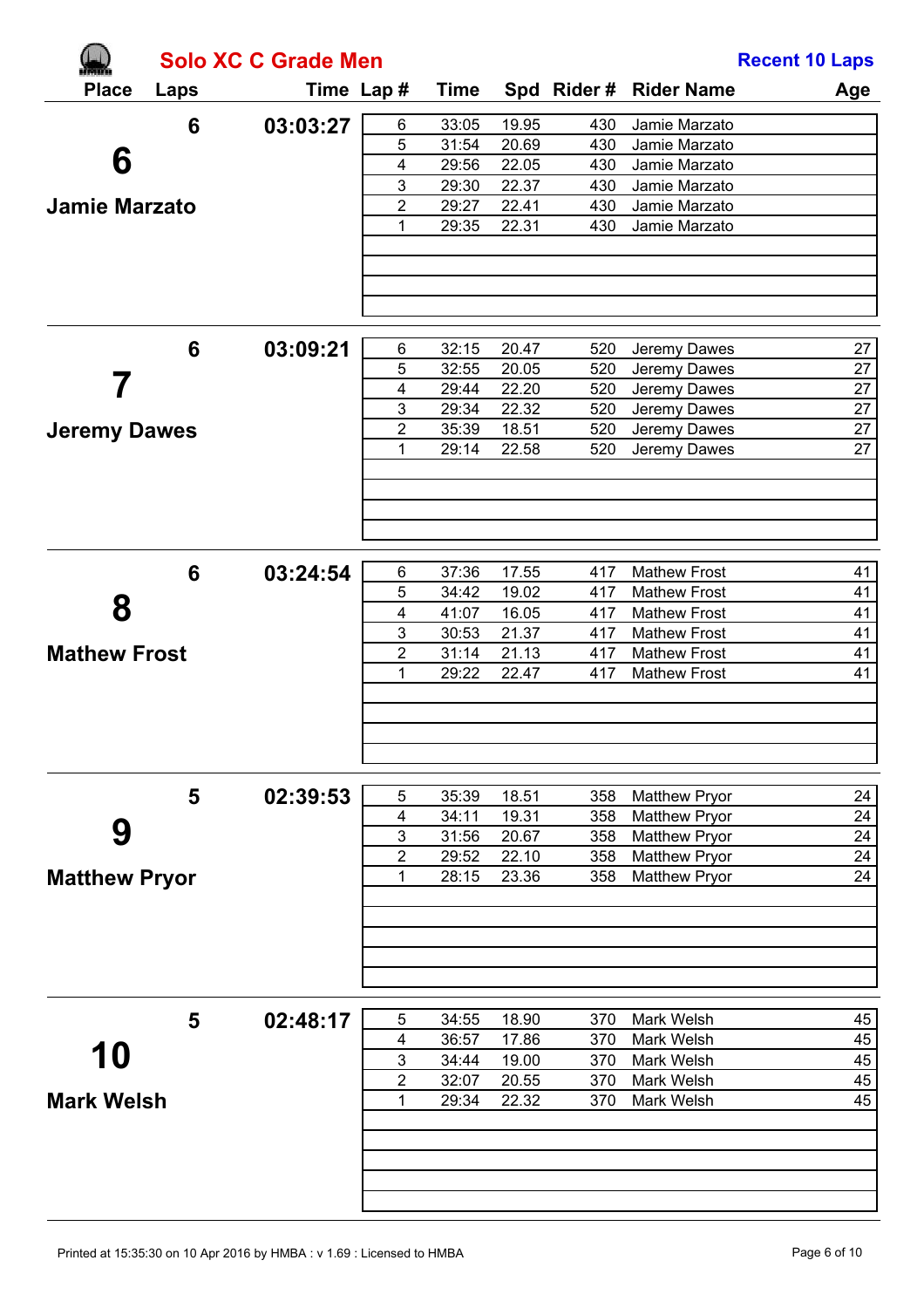## Solo XC C Grade Men

**Recent 10 Laps**

| Place | Laps | Time | Lap # | Time | Spd | Rider # | Rider Name | Age |
|---|---|---|---|---|---|---|---|---|
| 6 – Jamie Marzato | 6 | 03:03:27 | 6 | 33:05 | 19.95 | 430 | Jamie Marzato | |
| | | | 5 | 31:54 | 20.69 | 430 | Jamie Marzato | |
| | | | 4 | 29:56 | 22.05 | 430 | Jamie Marzato | |
| | | | 3 | 29:30 | 22.37 | 430 | Jamie Marzato | |
| | | | 2 | 29:27 | 22.41 | 430 | Jamie Marzato | |
| | | | 1 | 29:35 | 22.31 | 430 | Jamie Marzato | |
| 7 – Jeremy Dawes | 6 | 03:09:21 | 6 | 32:15 | 20.47 | 520 | Jeremy Dawes | 27 |
| | | | 5 | 32:55 | 20.05 | 520 | Jeremy Dawes | 27 |
| | | | 4 | 29:44 | 22.20 | 520 | Jeremy Dawes | 27 |
| | | | 3 | 29:34 | 22.32 | 520 | Jeremy Dawes | 27 |
| | | | 2 | 35:39 | 18.51 | 520 | Jeremy Dawes | 27 |
| | | | 1 | 29:14 | 22.58 | 520 | Jeremy Dawes | 27 |
| 8 – Mathew Frost | 6 | 03:24:54 | 6 | 37:36 | 17.55 | 417 | Mathew Frost | 41 |
| | | | 5 | 34:42 | 19.02 | 417 | Mathew Frost | 41 |
| | | | 4 | 41:07 | 16.05 | 417 | Mathew Frost | 41 |
| | | | 3 | 30:53 | 21.37 | 417 | Mathew Frost | 41 |
| | | | 2 | 31:14 | 21.13 | 417 | Mathew Frost | 41 |
| | | | 1 | 29:22 | 22.47 | 417 | Mathew Frost | 41 |
| 9 – Matthew Pryor | 5 | 02:39:53 | 5 | 35:39 | 18.51 | 358 | Matthew Pryor | 24 |
| | | | 4 | 34:11 | 19.31 | 358 | Matthew Pryor | 24 |
| | | | 3 | 31:56 | 20.67 | 358 | Matthew Pryor | 24 |
| | | | 2 | 29:52 | 22.10 | 358 | Matthew Pryor | 24 |
| | | | 1 | 28:15 | 23.36 | 358 | Matthew Pryor | 24 |
| 10 – Mark Welsh | 5 | 02:48:17 | 5 | 34:55 | 18.90 | 370 | Mark Welsh | 45 |
| | | | 4 | 36:57 | 17.86 | 370 | Mark Welsh | 45 |
| | | | 3 | 34:44 | 19.00 | 370 | Mark Welsh | 45 |
| | | | 2 | 32:07 | 20.55 | 370 | Mark Welsh | 45 |
| | | | 1 | 29:34 | 22.32 | 370 | Mark Welsh | 45 |

Printed at 15:35:30 on 10 Apr 2016 by HMBA : v 1.69 : Licensed to HMBA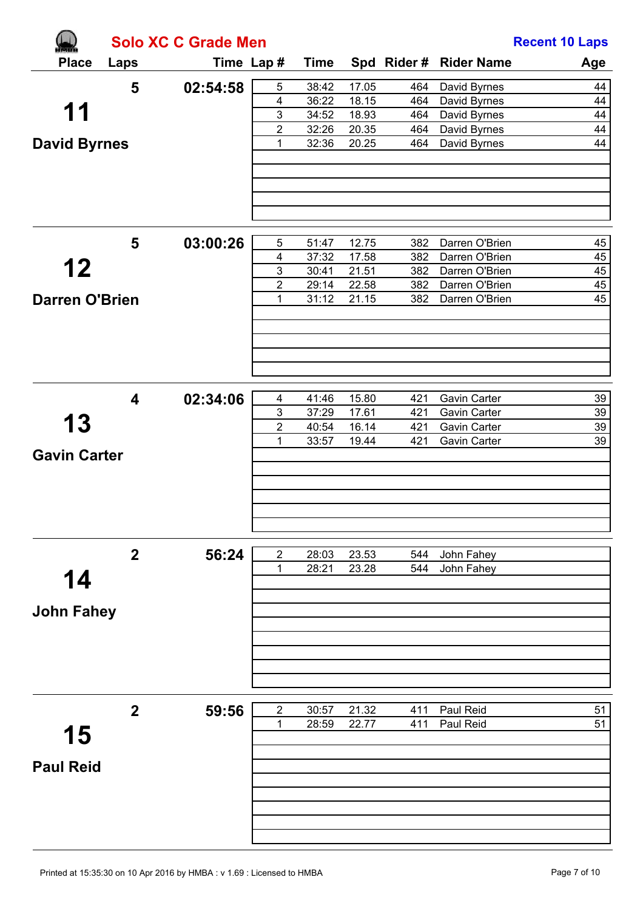## Solo XC C Grade Men

**Recent 10 Laps**

| Place | Laps | Time | Lap # | Time | Spd | Rider # | Rider Name | Age |
|---|---|---|---|---|---|---|---|---|
| **11** **David Byrnes** | **5** | **02:54:58** | 5 | 38:42 | 17.05 | 464 | David Byrnes | 44 |
| | | | 4 | 36:22 | 18.15 | 464 | David Byrnes | 44 |
| | | | 3 | 34:52 | 18.93 | 464 | David Byrnes | 44 |
| | | | 2 | 32:26 | 20.35 | 464 | David Byrnes | 44 |
| | | | 1 | 32:36 | 20.25 | 464 | David Byrnes | 44 |
| **12** **Darren O'Brien** | **5** | **03:00:26** | 5 | 51:47 | 12.75 | 382 | Darren O'Brien | 45 |
| | | | 4 | 37:32 | 17.58 | 382 | Darren O'Brien | 45 |
| | | | 3 | 30:41 | 21.51 | 382 | Darren O'Brien | 45 |
| | | | 2 | 29:14 | 22.58 | 382 | Darren O'Brien | 45 |
| | | | 1 | 31:12 | 21.15 | 382 | Darren O'Brien | 45 |
| **13** **Gavin Carter** | **4** | **02:34:06** | 4 | 41:46 | 15.80 | 421 | Gavin Carter | 39 |
| | | | 3 | 37:29 | 17.61 | 421 | Gavin Carter | 39 |
| | | | 2 | 40:54 | 16.14 | 421 | Gavin Carter | 39 |
| | | | 1 | 33:57 | 19.44 | 421 | Gavin Carter | 39 |
| **14** **John Fahey** | **2** | **56:24** | 2 | 28:03 | 23.53 | 544 | John Fahey | |
| | | | 1 | 28:21 | 23.28 | 544 | John Fahey | |
| **15** **Paul Reid** | **2** | **59:56** | 2 | 30:57 | 21.32 | 411 | Paul Reid | 51 |
| | | | 1 | 28:59 | 22.77 | 411 | Paul Reid | 51 |

Printed at 15:35:30 on 10 Apr 2016 by HMBA : v 1.69 : Licensed to HMBA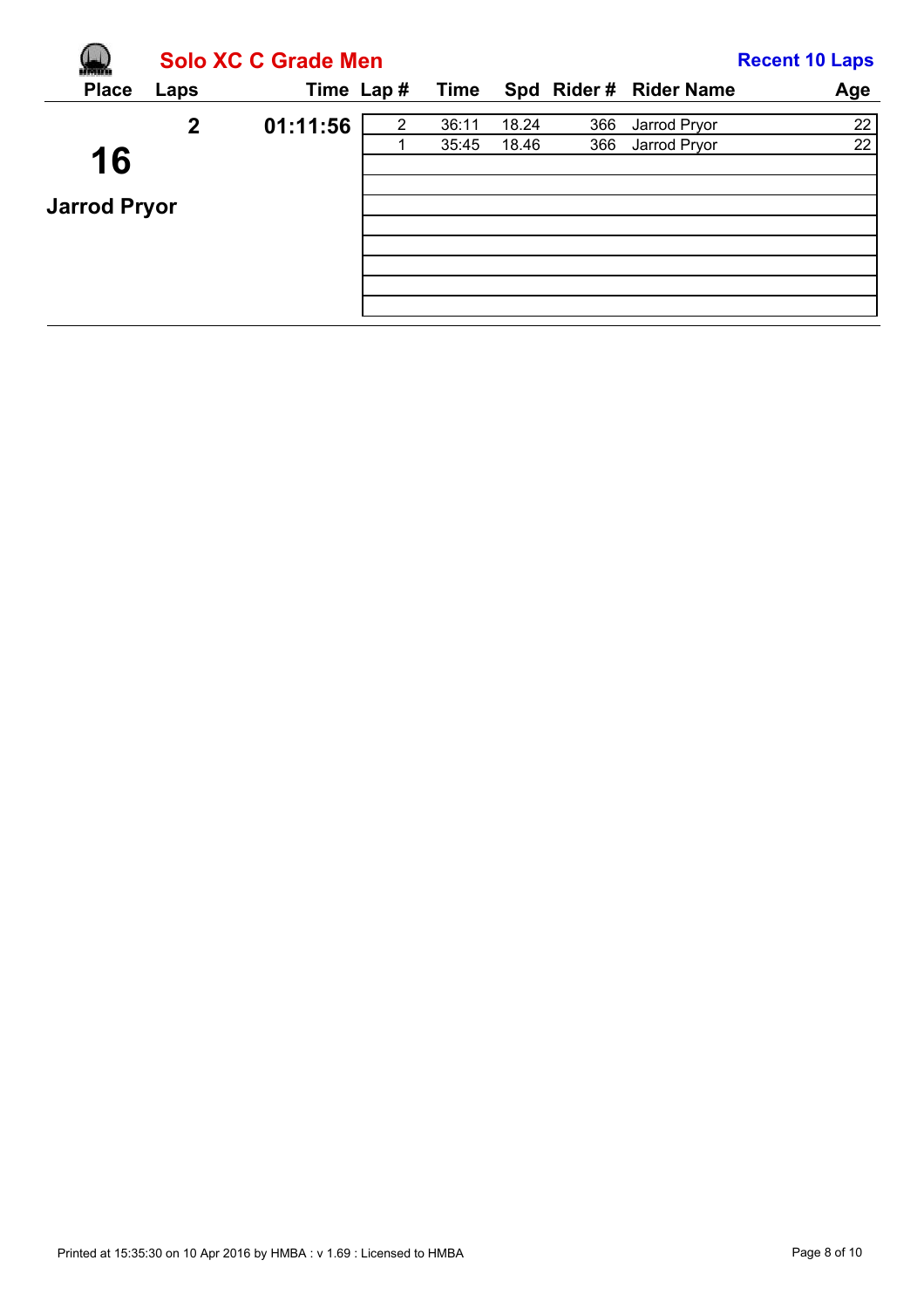## Solo XC C Grade Men

**Recent 10 Laps**

| Place | Laps | Time | Lap # | Time | Spd | Rider # | Rider Name | Age |
|---|---|---|---|---|---|---|---|---|
| **16** | **2** | **01:11:56** | 2 | 36:11 | 18.24 | 366 | Jarrod Pryor | 22 |
| **Jarrod Pryor** | | | 1 | 35:45 | 18.46 | 366 | Jarrod Pryor | 22 |

Printed at 15:35:30 on 10 Apr 2016 by HMBA : v 1.69 : Licensed to HMBA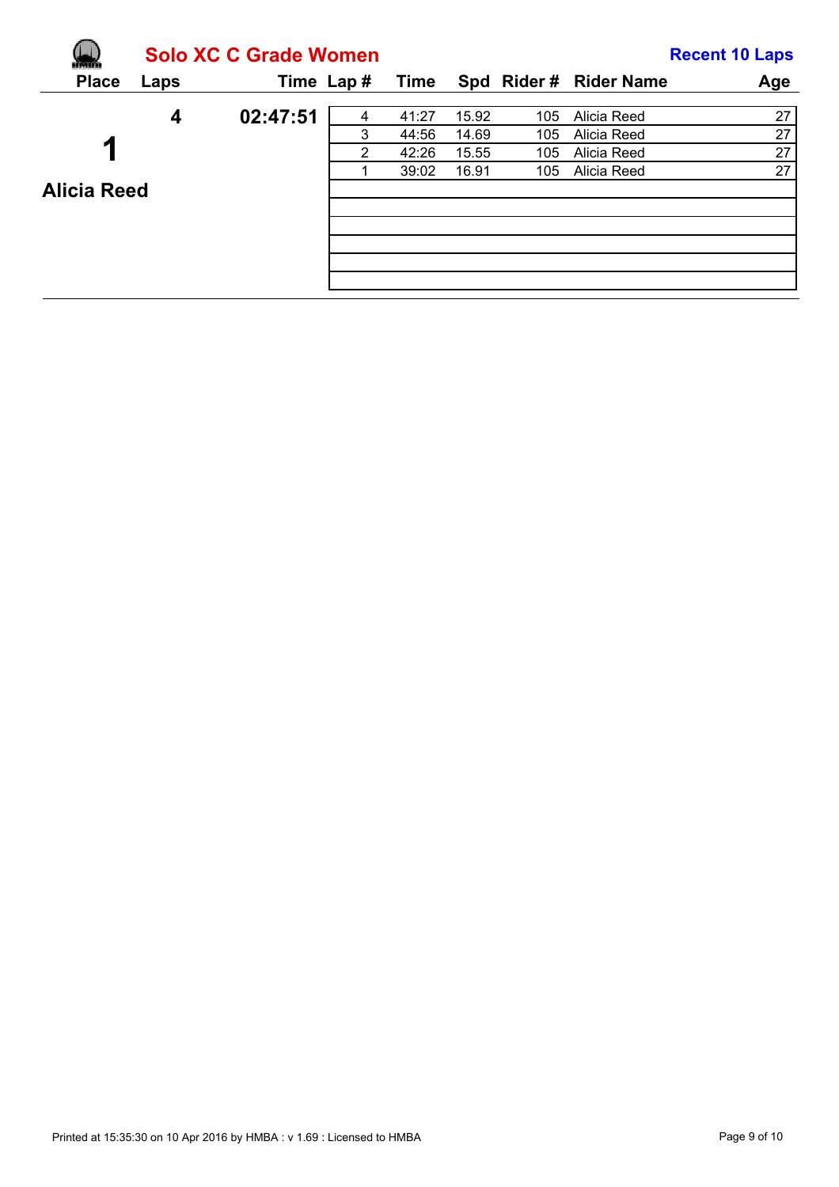## Solo XC C Grade Women

**Recent 10 Laps**

| Place | Laps | Time | Lap # | Time | Spd | Rider # | Rider Name | Age |
|---|---|---|---|---|---|---|---|---|
| 1<br>Alicia Reed | 4 | 02:47:51 | 4 | 41:27 | 15.92 | 105 | Alicia Reed | 27 |
| | | | 3 | 44:56 | 14.69 | 105 | Alicia Reed | 27 |
| | | | 2 | 42:26 | 15.55 | 105 | Alicia Reed | 27 |
| | | | 1 | 39:02 | 16.91 | 105 | Alicia Reed | 27 |

Printed at 15:35:30 on 10 Apr 2016 by HMBA : v 1.69 : Licensed to HMBA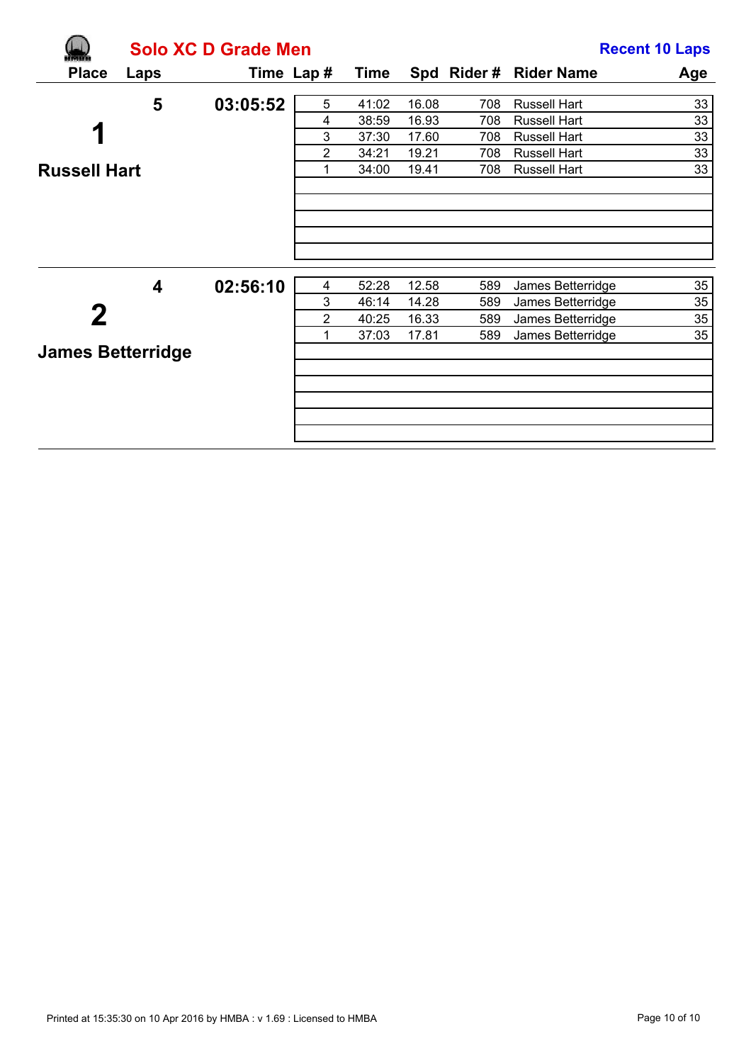## Solo XC D Grade Men

**Recent 10 Laps**

| Place | Laps | Time | Lap # | Time | Spd | Rider # | Rider Name | Age |
|---|---|---|---|---|---|---|---|---|
| **1** | **5** | **03:05:52** | 5 | 41:02 | 16.08 | 708 | Russell Hart | 33 |
| **Russell Hart** | | | 4 | 38:59 | 16.93 | 708 | Russell Hart | 33 |
| | | | 3 | 37:30 | 17.60 | 708 | Russell Hart | 33 |
| | | | 2 | 34:21 | 19.21 | 708 | Russell Hart | 33 |
| | | | 1 | 34:00 | 19.41 | 708 | Russell Hart | 33 |
| **2** | **4** | **02:56:10** | 4 | 52:28 | 12.58 | 589 | James Betterridge | 35 |
| **James Betterridge** | | | 3 | 46:14 | 14.28 | 589 | James Betterridge | 35 |
| | | | 2 | 40:25 | 16.33 | 589 | James Betterridge | 35 |
| | | | 1 | 37:03 | 17.81 | 589 | James Betterridge | 35 |

Printed at 15:35:30 on 10 Apr 2016 by HMBA : v 1.69 : Licensed to HMBA